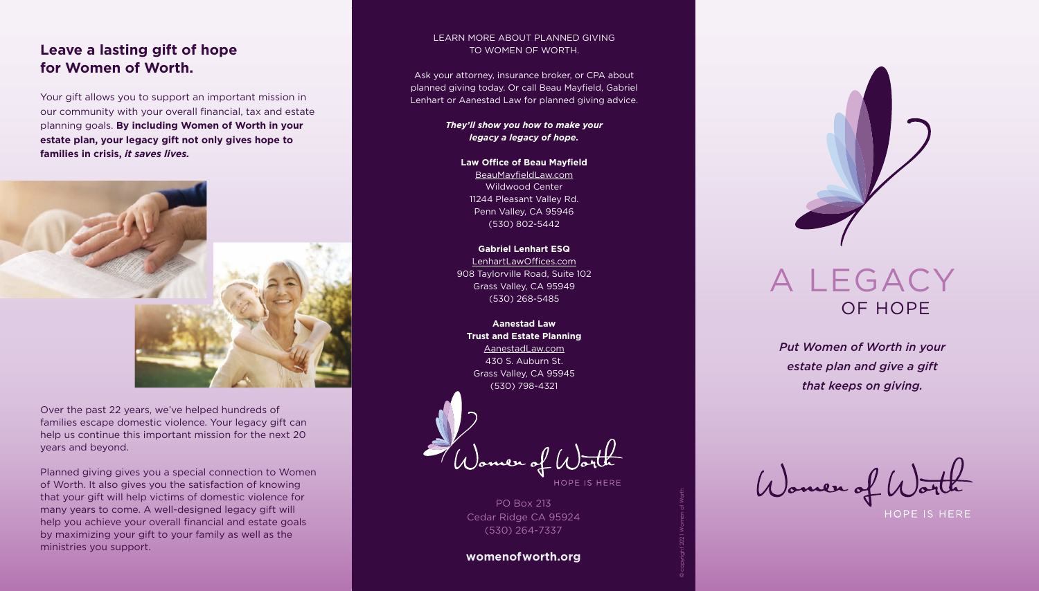## Leave a lasting gift of hope for Women of Worth.

Your gift allows you to support an important mission in our community with your overall financial, tax and estate planning goals. **By including Women of Worth in your estate plan, your legacy gift not only gives hope to families in crisis, *it saves lives.***

Over the past 22 years, we've helped hundreds of families escape domestic violence. Your legacy gift can help us continue this important mission for the next 20 years and beyond.

Planned giving gives you a special connection to Women of Worth. It also gives you the satisfaction of knowing that your gift will help victims of domestic violence for many years to come. A well-designed legacy gift will help you achieve your overall financial and estate goals by maximizing your gift to your family as well as the ministries you support.

LEARN MORE ABOUT PLANNED GIVING TO WOMEN OF WORTH.

Ask your attorney, insurance broker, or CPA about planned giving today. Or call Beau Mayfield, Gabriel Lenhart or Aanestad Law for planned giving advice.

***They'll show you how to make your legacy a legacy of hope.***

**Law Office of Beau Mayfield**
BeauMayfieldLaw.com
Wildwood Center
11244 Pleasant Valley Rd.
Penn Valley, CA 95946
(530) 802-5442

**Gabriel Lenhart ESQ**
LenhartLawOffices.com
908 Taylorville Road, Suite 102
Grass Valley, CA 95949
(530) 268-5485

**Aanestad Law**
**Trust and Estate Planning**
AanestadLaw.com
430 S. Auburn St.
Grass Valley, CA 95945
(530) 798-4321

Women of Worth
HOPE IS HERE

PO Box 213
Cedar Ridge CA 95924
(530) 264-7337

**womenofworth.org**

© copyright 2021 Women of Worth

# A LEGACY OF HOPE

***Put Women of Worth in your estate plan and give a gift that keeps on giving.***

Women of Worth
HOPE IS HERE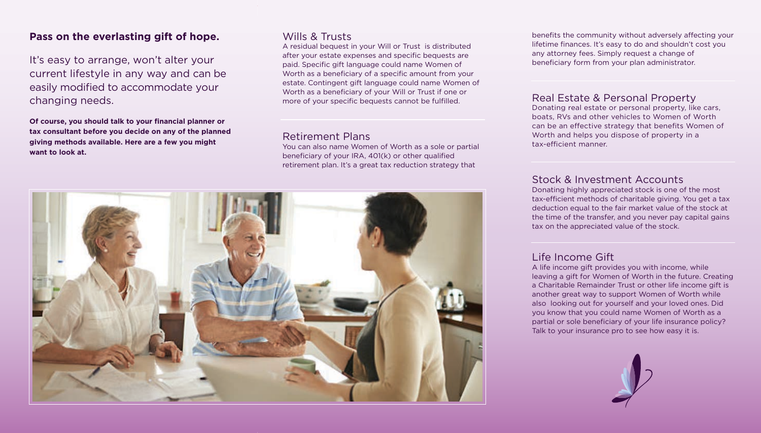**Pass on the everlasting gift of hope.**

It's easy to arrange, won't alter your current lifestyle in any way and can be easily modified to accommodate your changing needs.

**Of course, you should talk to your financial planner or tax consultant before you decide on any of the planned giving methods available. Here are a few you might want to look at.**

## Wills & Trusts

A residual bequest in your Will or Trust is distributed after your estate expenses and specific bequests are paid. Specific gift language could name Women of Worth as a beneficiary of a specific amount from your estate. Contingent gift language could name Women of Worth as a beneficiary of your Will or Trust if one or more of your specific bequests cannot be fulfilled.

## Retirement Plans

You can also name Women of Worth as a sole or partial beneficiary of your IRA, 401(k) or other qualified retirement plan. It's a great tax reduction strategy that benefits the community without adversely affecting your lifetime finances. It's easy to do and shouldn't cost you any attorney fees. Simply request a change of beneficiary form from your plan administrator.

## Real Estate & Personal Property

Donating real estate or personal property, like cars, boats, RVs and other vehicles to Women of Worth can be an effective strategy that benefits Women of Worth and helps you dispose of property in a tax-efficient manner.

## Stock & Investment Accounts

Donating highly appreciated stock is one of the most tax-efficient methods of charitable giving. You get a tax deduction equal to the fair market value of the stock at the time of the transfer, and you never pay capital gains tax on the appreciated value of the stock.

## Life Income Gift

A life income gift provides you with income, while leaving a gift for Women of Worth in the future. Creating a Charitable Remainder Trust or other life income gift is another great way to support Women of Worth while also looking out for yourself and your loved ones. Did you know that you could name Women of Worth as a partial or sole beneficiary of your life insurance policy? Talk to your insurance pro to see how easy it is.